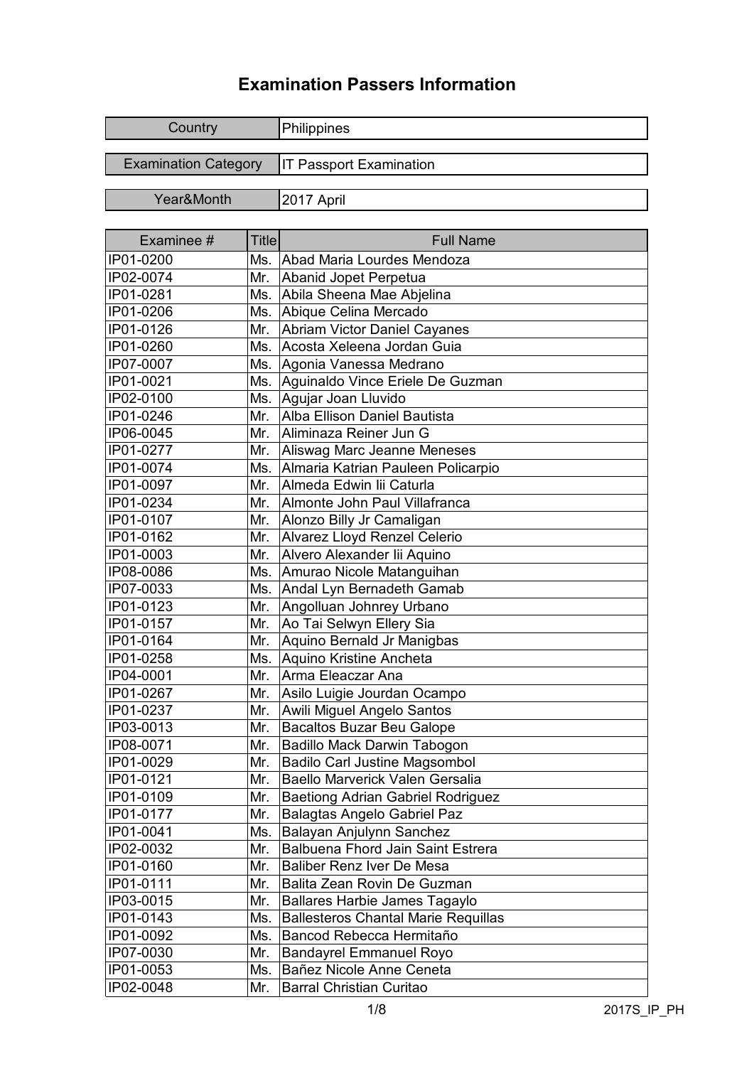# Examination Passers Information

| Country | Philippines |
|---|---|
| Examination Category | IT Passport Examination |
| Year&Month | 2017 April |

| Examinee # | Title | Full Name |
|---|---|---|
| IP01-0200 | Ms. | Abad Maria Lourdes Mendoza |
| IP02-0074 | Mr. | Abanid Jopet Perpetua |
| IP01-0281 | Ms. | Abila Sheena Mae Abjelina |
| IP01-0206 | Ms. | Abique Celina Mercado |
| IP01-0126 | Mr. | Abriam Victor Daniel Cayanes |
| IP01-0260 | Ms. | Acosta Xeleena Jordan Guia |
| IP07-0007 | Ms. | Agonia Vanessa Medrano |
| IP01-0021 | Ms. | Aguinaldo Vince Eriele De Guzman |
| IP02-0100 | Ms. | Agujar Joan Lluvido |
| IP01-0246 | Mr. | Alba Ellison Daniel Bautista |
| IP06-0045 | Mr. | Aliminaza Reiner Jun G |
| IP01-0277 | Mr. | Aliswag Marc Jeanne Meneses |
| IP01-0074 | Ms. | Almaria Katrian Pauleen Policarpio |
| IP01-0097 | Mr. | Almeda Edwin Iii Caturla |
| IP01-0234 | Mr. | Almonte John Paul Villafranca |
| IP01-0107 | Mr. | Alonzo Billy Jr Camaligan |
| IP01-0162 | Mr. | Alvarez Lloyd Renzel Celerio |
| IP01-0003 | Mr. | Alvero Alexander Iii Aquino |
| IP08-0086 | Ms. | Amurao Nicole Matanguihan |
| IP07-0033 | Ms. | Andal Lyn Bernadeth Gamab |
| IP01-0123 | Mr. | Angolluan Johnrey Urbano |
| IP01-0157 | Mr. | Ao Tai Selwyn Ellery Sia |
| IP01-0164 | Mr. | Aquino Bernald Jr Manigbas |
| IP01-0258 | Ms. | Aquino Kristine Ancheta |
| IP04-0001 | Mr. | Arma Eleaczar Ana |
| IP01-0267 | Mr. | Asilo Luigie Jourdan Ocampo |
| IP01-0237 | Mr. | Awili Miguel Angelo Santos |
| IP03-0013 | Mr. | Bacaltos Buzar Beu Galope |
| IP08-0071 | Mr. | Badillo Mack Darwin Tabogon |
| IP01-0029 | Mr. | Badilo Carl Justine Magsombol |
| IP01-0121 | Mr. | Baello Marverick Valen Gersalia |
| IP01-0109 | Mr. | Baetiong Adrian Gabriel Rodriguez |
| IP01-0177 | Mr. | Balagtas Angelo Gabriel Paz |
| IP01-0041 | Ms. | Balayan Anjulynn Sanchez |
| IP02-0032 | Mr. | Balbuena Fhord Jain Saint Estrera |
| IP01-0160 | Mr. | Baliber Renz Iver De Mesa |
| IP01-0111 | Mr. | Balita Zean Rovin De Guzman |
| IP03-0015 | Mr. | Ballares Harbie James Tagaylo |
| IP01-0143 | Ms. | Ballesteros Chantal Marie Requillas |
| IP01-0092 | Ms. | Bancod Rebecca Hermitaño |
| IP07-0030 | Mr. | Bandayrel Emmanuel Royo |
| IP01-0053 | Ms. | Bañez Nicole Anne Ceneta |
| IP02-0048 | Mr. | Barral Christian Curitao |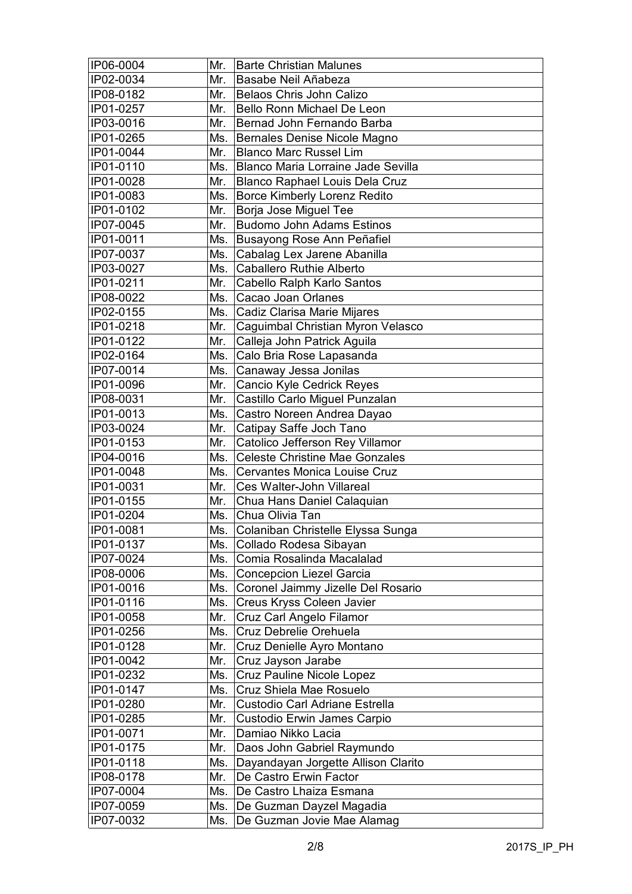| IP06-0004 | Mr. | Barte Christian Malunes |
|---|---|---|
| IP02-0034 | Mr. | Basabe Neil Añabeza |
| IP08-0182 | Mr. | Belaos Chris John Calizo |
| IP01-0257 | Mr. | Bello Ronn Michael De Leon |
| IP03-0016 | Mr. | Bernad John Fernando Barba |
| IP01-0265 | Ms. | Bernales Denise Nicole Magno |
| IP01-0044 | Mr. | Blanco Marc Russel Lim |
| IP01-0110 | Ms. | Blanco Maria Lorraine Jade Sevilla |
| IP01-0028 | Mr. | Blanco Raphael Louis Dela Cruz |
| IP01-0083 | Ms. | Borce Kimberly Lorenz Redito |
| IP01-0102 | Mr. | Borja Jose Miguel Tee |
| IP07-0045 | Mr. | Budomo John Adams Estinos |
| IP01-0011 | Ms. | Busayong Rose Ann Peñafiel |
| IP07-0037 | Ms. | Cabalag Lex Jarene Abanilla |
| IP03-0027 | Ms. | Caballero Ruthie Alberto |
| IP01-0211 | Mr. | Cabello Ralph Karlo Santos |
| IP08-0022 | Ms. | Cacao Joan Orlanes |
| IP02-0155 | Ms. | Cadiz Clarisa Marie Mijares |
| IP01-0218 | Mr. | Caguimbal Christian Myron Velasco |
| IP01-0122 | Mr. | Calleja John Patrick Aguila |
| IP02-0164 | Ms. | Calo Bria Rose Lapasanda |
| IP07-0014 | Ms. | Canaway Jessa Jonilas |
| IP01-0096 | Mr. | Cancio Kyle Cedrick Reyes |
| IP08-0031 | Mr. | Castillo Carlo Miguel Punzalan |
| IP01-0013 | Ms. | Castro Noreen Andrea Dayao |
| IP03-0024 | Mr. | Catipay Saffe Joch Tano |
| IP01-0153 | Mr. | Catolico Jefferson Rey Villamor |
| IP04-0016 | Ms. | Celeste Christine Mae Gonzales |
| IP01-0048 | Ms. | Cervantes Monica Louise Cruz |
| IP01-0031 | Mr. | Ces Walter-John Villareal |
| IP01-0155 | Mr. | Chua Hans Daniel Calaquian |
| IP01-0204 | Ms. | Chua Olivia Tan |
| IP01-0081 | Ms. | Colaniban Christelle Elyssa Sunga |
| IP01-0137 | Ms. | Collado Rodesa Sibayan |
| IP07-0024 | Ms. | Comia Rosalinda Macalalad |
| IP08-0006 | Ms. | Concepcion Liezel Garcia |
| IP01-0016 | Ms. | Coronel Jaimmy Jizelle Del Rosario |
| IP01-0116 | Ms. | Creus Kryss Coleen Javier |
| IP01-0058 | Mr. | Cruz Carl Angelo Filamor |
| IP01-0256 | Ms. | Cruz Debrelie Orehuela |
| IP01-0128 | Mr. | Cruz Denielle Ayro Montano |
| IP01-0042 | Mr. | Cruz Jayson Jarabe |
| IP01-0232 | Ms. | Cruz Pauline Nicole Lopez |
| IP01-0147 | Ms. | Cruz Shiela Mae Rosuelo |
| IP01-0280 | Mr. | Custodio Carl Adriane Estrella |
| IP01-0285 | Mr. | Custodio Erwin James Carpio |
| IP01-0071 | Mr. | Damiao Nikko Lacia |
| IP01-0175 | Mr. | Daos John Gabriel Raymundo |
| IP01-0118 | Ms. | Dayandayan Jorgette Allison Clarito |
| IP08-0178 | Mr. | De Castro Erwin Factor |
| IP07-0004 | Ms. | De Castro Lhaiza Esmana |
| IP07-0059 | Ms. | De Guzman Dayzel Magadia |
| IP07-0032 | Ms. | De Guzman Jovie Mae Alamag |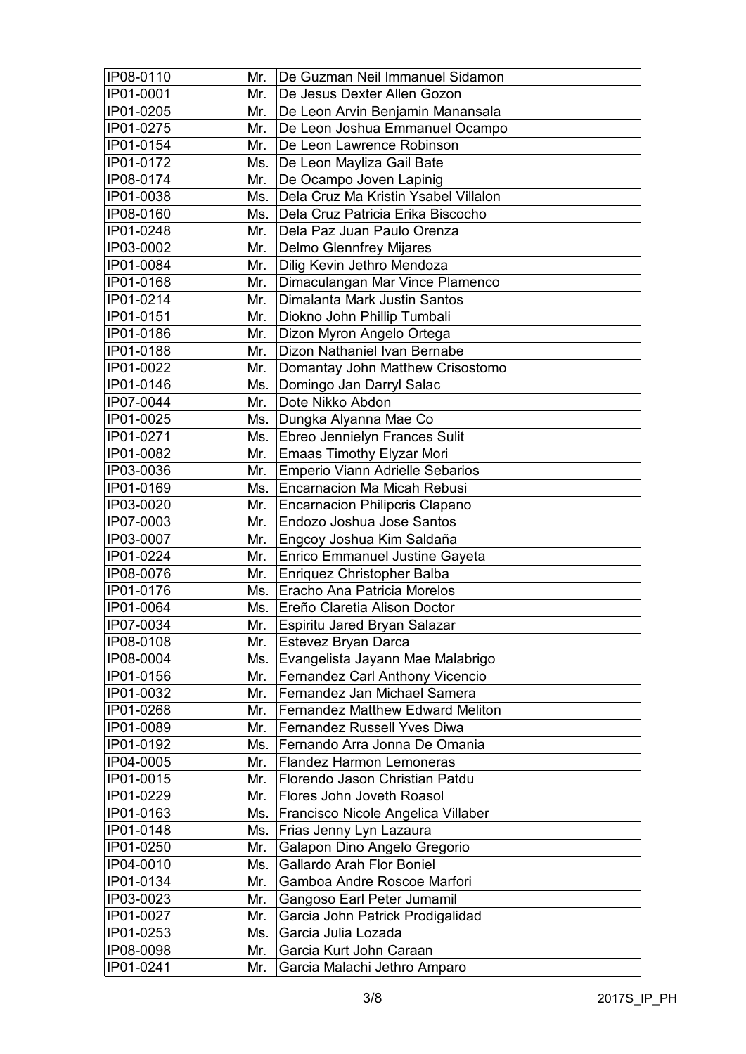| | | |
|---|---|---|
| IP08-0110 | Mr. | De Guzman Neil Immanuel Sidamon |
| IP01-0001 | Mr. | De Jesus Dexter Allen Gozon |
| IP01-0205 | Mr. | De Leon Arvin Benjamin Manansala |
| IP01-0275 | Mr. | De Leon Joshua Emmanuel Ocampo |
| IP01-0154 | Mr. | De Leon Lawrence Robinson |
| IP01-0172 | Ms. | De Leon Mayliza Gail Bate |
| IP08-0174 | Mr. | De Ocampo Joven Lapinig |
| IP01-0038 | Ms. | Dela Cruz Ma Kristin Ysabel Villalon |
| IP08-0160 | Ms. | Dela Cruz Patricia Erika Biscocho |
| IP01-0248 | Mr. | Dela Paz Juan Paulo Orenza |
| IP03-0002 | Mr. | Delmo Glennfrey Mijares |
| IP01-0084 | Mr. | Dilig Kevin Jethro Mendoza |
| IP01-0168 | Mr. | Dimaculangan Mar Vince Plamenco |
| IP01-0214 | Mr. | Dimalanta Mark Justin Santos |
| IP01-0151 | Mr. | Diokno John Phillip Tumbali |
| IP01-0186 | Mr. | Dizon Myron Angelo Ortega |
| IP01-0188 | Mr. | Dizon Nathaniel Ivan Bernabe |
| IP01-0022 | Mr. | Domantay John Matthew Crisostomo |
| IP01-0146 | Ms. | Domingo Jan Darryl Salac |
| IP07-0044 | Mr. | Dote Nikko Abdon |
| IP01-0025 | Ms. | Dungka Alyanna Mae Co |
| IP01-0271 | Ms. | Ebreo Jennielyn Frances Sulit |
| IP01-0082 | Mr. | Emaas Timothy Elyzar Mori |
| IP03-0036 | Mr. | Emperio Viann Adrielle Sebarios |
| IP01-0169 | Ms. | Encarnacion Ma Micah Rebusi |
| IP03-0020 | Mr. | Encarnacion Philipcris Clapano |
| IP07-0003 | Mr. | Endozo Joshua Jose Santos |
| IP03-0007 | Mr. | Engcoy Joshua Kim Saldaña |
| IP01-0224 | Mr. | Enrico Emmanuel Justine Gayeta |
| IP08-0076 | Mr. | Enriquez Christopher Balba |
| IP01-0176 | Ms. | Eracho Ana Patricia Morelos |
| IP01-0064 | Ms. | Ereño Claretia Alison Doctor |
| IP07-0034 | Mr. | Espiritu Jared Bryan Salazar |
| IP08-0108 | Mr. | Estevez Bryan Darca |
| IP08-0004 | Ms. | Evangelista Jayann Mae Malabrigo |
| IP01-0156 | Mr. | Fernandez Carl Anthony Vicencio |
| IP01-0032 | Mr. | Fernandez Jan Michael Samera |
| IP01-0268 | Mr. | Fernandez Matthew Edward Meliton |
| IP01-0089 | Mr. | Fernandez Russell Yves Diwa |
| IP01-0192 | Ms. | Fernando Arra Jonna De Omania |
| IP04-0005 | Mr. | Flandez Harmon Lemoneras |
| IP01-0015 | Mr. | Florendo Jason Christian Patdu |
| IP01-0229 | Mr. | Flores John Joveth Roasol |
| IP01-0163 | Ms. | Francisco Nicole Angelica Villaber |
| IP01-0148 | Ms. | Frias Jenny Lyn Lazaura |
| IP01-0250 | Mr. | Galapon Dino Angelo Gregorio |
| IP04-0010 | Ms. | Gallardo Arah Flor Boniel |
| IP01-0134 | Mr. | Gamboa Andre Roscoe Marfori |
| IP03-0023 | Mr. | Gangoso Earl Peter Jumamil |
| IP01-0027 | Mr. | Garcia John Patrick Prodigalidad |
| IP01-0253 | Ms. | Garcia Julia Lozada |
| IP08-0098 | Mr. | Garcia Kurt John Caraan |
| IP01-0241 | Mr. | Garcia Malachi Jethro Amparo |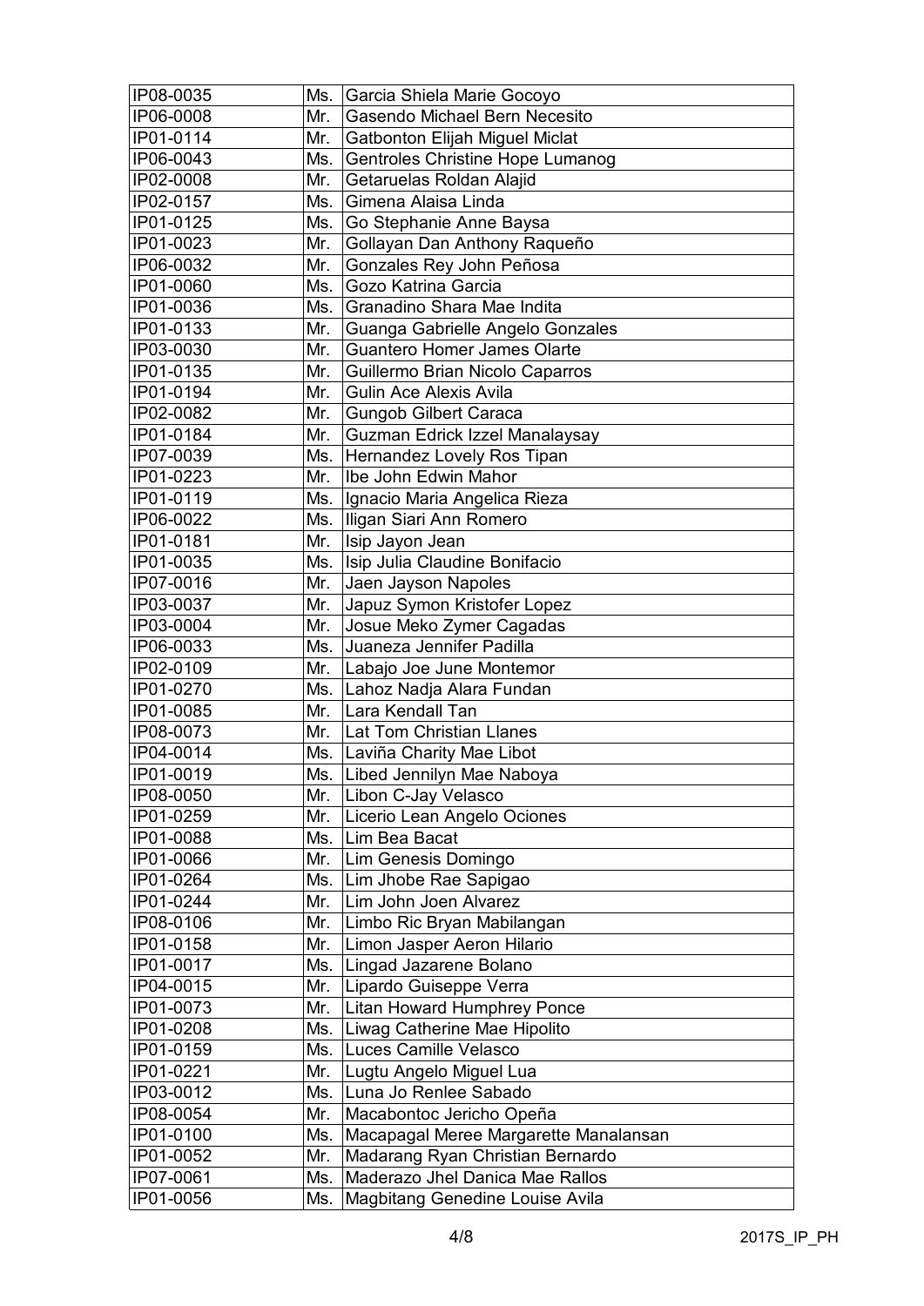| IP08-0035 | Ms. | Garcia Shiela Marie Gocoyo |
|---|---|---|
| IP06-0008 | Mr. | Gasendo Michael Bern Necesito |
| IP01-0114 | Mr. | Gatbonton Elijah Miguel Miclat |
| IP06-0043 | Ms. | Gentroles Christine Hope Lumanog |
| IP02-0008 | Mr. | Getaruelas Roldan Alajid |
| IP02-0157 | Ms. | Gimena Alaisa Linda |
| IP01-0125 | Ms. | Go Stephanie Anne Baysa |
| IP01-0023 | Mr. | Gollayan Dan Anthony Raqueño |
| IP06-0032 | Mr. | Gonzales Rey John Peñosa |
| IP01-0060 | Ms. | Gozo Katrina Garcia |
| IP01-0036 | Ms. | Granadino Shara Mae Indita |
| IP01-0133 | Mr. | Guanga Gabrielle Angelo Gonzales |
| IP03-0030 | Mr. | Guantero Homer James Olarte |
| IP01-0135 | Mr. | Guillermo Brian Nicolo Caparros |
| IP01-0194 | Mr. | Gulin Ace Alexis Avila |
| IP02-0082 | Mr. | Gungob Gilbert Caraca |
| IP01-0184 | Mr. | Guzman Edrick Izzel Manalaysay |
| IP07-0039 | Ms. | Hernandez Lovely Ros Tipan |
| IP01-0223 | Mr. | Ibe John Edwin Mahor |
| IP01-0119 | Ms. | Ignacio Maria Angelica Rieza |
| IP06-0022 | Ms. | Iligan Siari Ann Romero |
| IP01-0181 | Mr. | Isip Jayon Jean |
| IP01-0035 | Ms. | Isip Julia Claudine Bonifacio |
| IP07-0016 | Mr. | Jaen Jayson Napoles |
| IP03-0037 | Mr. | Japuz Symon Kristofer Lopez |
| IP03-0004 | Mr. | Josue Meko Zymer Cagadas |
| IP06-0033 | Ms. | Juaneza Jennifer Padilla |
| IP02-0109 | Mr. | Labajo Joe June Montemor |
| IP01-0270 | Ms. | Lahoz Nadja Alara Fundan |
| IP01-0085 | Mr. | Lara Kendall Tan |
| IP08-0073 | Mr. | Lat Tom Christian Llanes |
| IP04-0014 | Ms. | Laviña Charity Mae Libot |
| IP01-0019 | Ms. | Libed Jennilyn Mae Naboya |
| IP08-0050 | Mr. | Libon C-Jay Velasco |
| IP01-0259 | Mr. | Licerio Lean Angelo Ociones |
| IP01-0088 | Ms. | Lim Bea Bacat |
| IP01-0066 | Mr. | Lim Genesis Domingo |
| IP01-0264 | Ms. | Lim Jhobe Rae Sapigao |
| IP01-0244 | Mr. | Lim John Joen Alvarez |
| IP08-0106 | Mr. | Limbo Ric Bryan Mabilangan |
| IP01-0158 | Mr. | Limon Jasper Aeron Hilario |
| IP01-0017 | Ms. | Lingad Jazarene Bolano |
| IP04-0015 | Mr. | Lipardo Guiseppe Verra |
| IP01-0073 | Mr. | Litan Howard Humphrey Ponce |
| IP01-0208 | Ms. | Liwag Catherine Mae Hipolito |
| IP01-0159 | Ms. | Luces Camille Velasco |
| IP01-0221 | Mr. | Lugtu Angelo Miguel Lua |
| IP03-0012 | Ms. | Luna Jo Renlee Sabado |
| IP08-0054 | Mr. | Macabontoc Jericho Opeña |
| IP01-0100 | Ms. | Macapagal Meree Margarette Manalansan |
| IP01-0052 | Mr. | Madarang Ryan Christian Bernardo |
| IP07-0061 | Ms. | Maderazo Jhel Danica Mae Rallos |
| IP01-0056 | Ms. | Magbitang Genedine Louise Avila |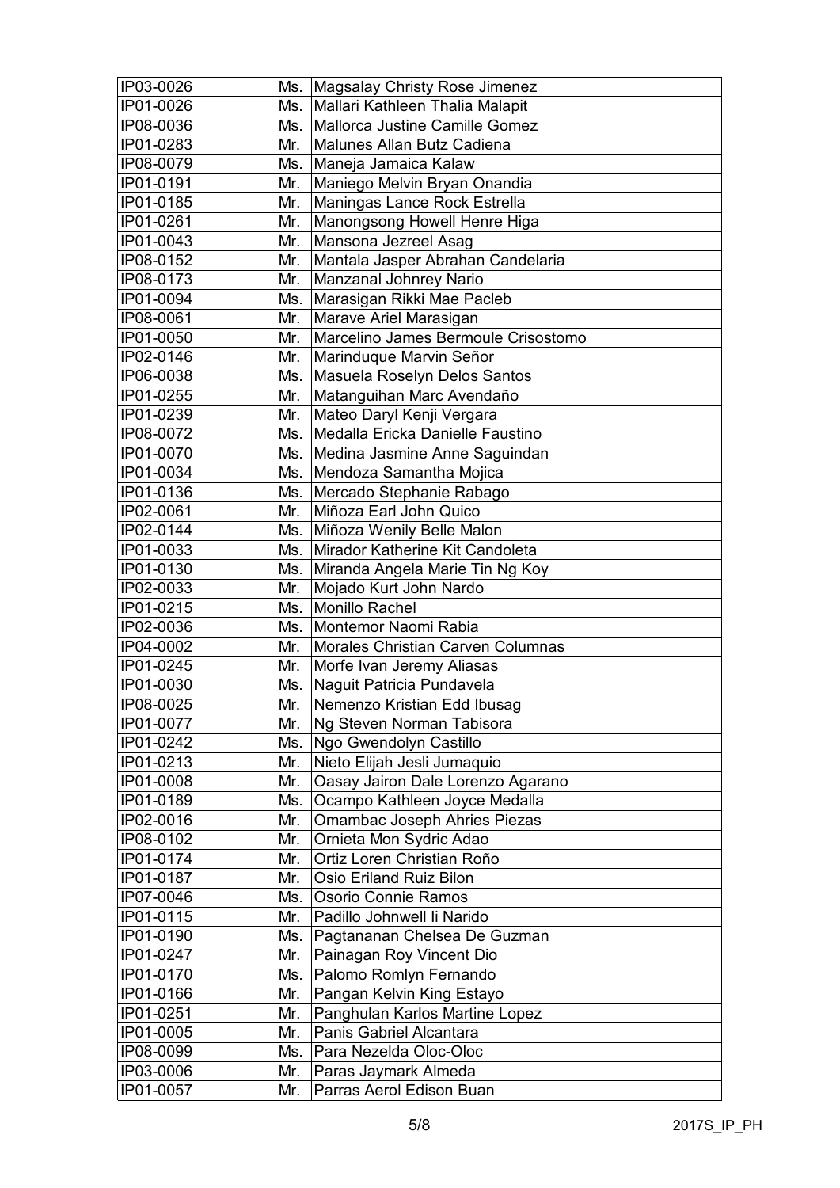| IP03-0026 | Ms. | Magsalay Christy Rose Jimenez |
|---|---|---|
| IP01-0026 | Ms. | Mallari Kathleen Thalia Malapit |
| IP08-0036 | Ms. | Mallorca Justine Camille Gomez |
| IP01-0283 | Mr. | Malunes Allan Butz Cadiena |
| IP08-0079 | Ms. | Maneja Jamaica Kalaw |
| IP01-0191 | Mr. | Maniego Melvin Bryan Onandia |
| IP01-0185 | Mr. | Maningas Lance Rock Estrella |
| IP01-0261 | Mr. | Manongsong Howell Henre Higa |
| IP01-0043 | Mr. | Mansona Jezreel Asag |
| IP08-0152 | Mr. | Mantala Jasper Abrahan Candelaria |
| IP08-0173 | Mr. | Manzanal Johnrey Nario |
| IP01-0094 | Ms. | Marasigan Rikki Mae Pacleb |
| IP08-0061 | Mr. | Marave Ariel Marasigan |
| IP01-0050 | Mr. | Marcelino James Bermoule Crisostomo |
| IP02-0146 | Mr. | Marinduque Marvin Señor |
| IP06-0038 | Ms. | Masuela Roselyn Delos Santos |
| IP01-0255 | Mr. | Matanguihan Marc Avendaño |
| IP01-0239 | Mr. | Mateo Daryl Kenji Vergara |
| IP08-0072 | Ms. | Medalla Ericka Danielle Faustino |
| IP01-0070 | Ms. | Medina Jasmine Anne Saguindan |
| IP01-0034 | Ms. | Mendoza Samantha Mojica |
| IP01-0136 | Ms. | Mercado Stephanie Rabago |
| IP02-0061 | Mr. | Miñoza Earl John Quico |
| IP02-0144 | Ms. | Miñoza Wenily Belle Malon |
| IP01-0033 | Ms. | Mirador Katherine Kit Candoleta |
| IP01-0130 | Ms. | Miranda Angela Marie Tin Ng Koy |
| IP02-0033 | Mr. | Mojado Kurt John Nardo |
| IP01-0215 | Ms. | Monillo Rachel |
| IP02-0036 | Ms. | Montemor Naomi Rabia |
| IP04-0002 | Mr. | Morales Christian Carven Columnas |
| IP01-0245 | Mr. | Morfe Ivan Jeremy Aliasas |
| IP01-0030 | Ms. | Naguit Patricia Pundavela |
| IP08-0025 | Mr. | Nemenzo Kristian Edd Ibusag |
| IP01-0077 | Mr. | Ng Steven Norman Tabisora |
| IP01-0242 | Ms. | Ngo Gwendolyn Castillo |
| IP01-0213 | Mr. | Nieto Elijah Jesli Jumaquio |
| IP01-0008 | Mr. | Oasay Jairon Dale Lorenzo Agarano |
| IP01-0189 | Ms. | Ocampo Kathleen Joyce Medalla |
| IP02-0016 | Mr. | Omambac Joseph Ahries Piezas |
| IP08-0102 | Mr. | Ornieta Mon Sydric Adao |
| IP01-0174 | Mr. | Ortiz Loren Christian Roño |
| IP01-0187 | Mr. | Osio Eriland Ruiz Bilon |
| IP07-0046 | Ms. | Osorio Connie Ramos |
| IP01-0115 | Mr. | Padillo Johnwell Ii Narido |
| IP01-0190 | Ms. | Pagtananan Chelsea De Guzman |
| IP01-0247 | Mr. | Painagan Roy Vincent Dio |
| IP01-0170 | Ms. | Palomo Romlyn Fernando |
| IP01-0166 | Mr. | Pangan Kelvin King Estayo |
| IP01-0251 | Mr. | Panghulan Karlos Martine Lopez |
| IP01-0005 | Mr. | Panis Gabriel Alcantara |
| IP08-0099 | Ms. | Para Nezelda Oloc-Oloc |
| IP03-0006 | Mr. | Paras Jaymark Almeda |
| IP01-0057 | Mr. | Parras Aerol Edison Buan |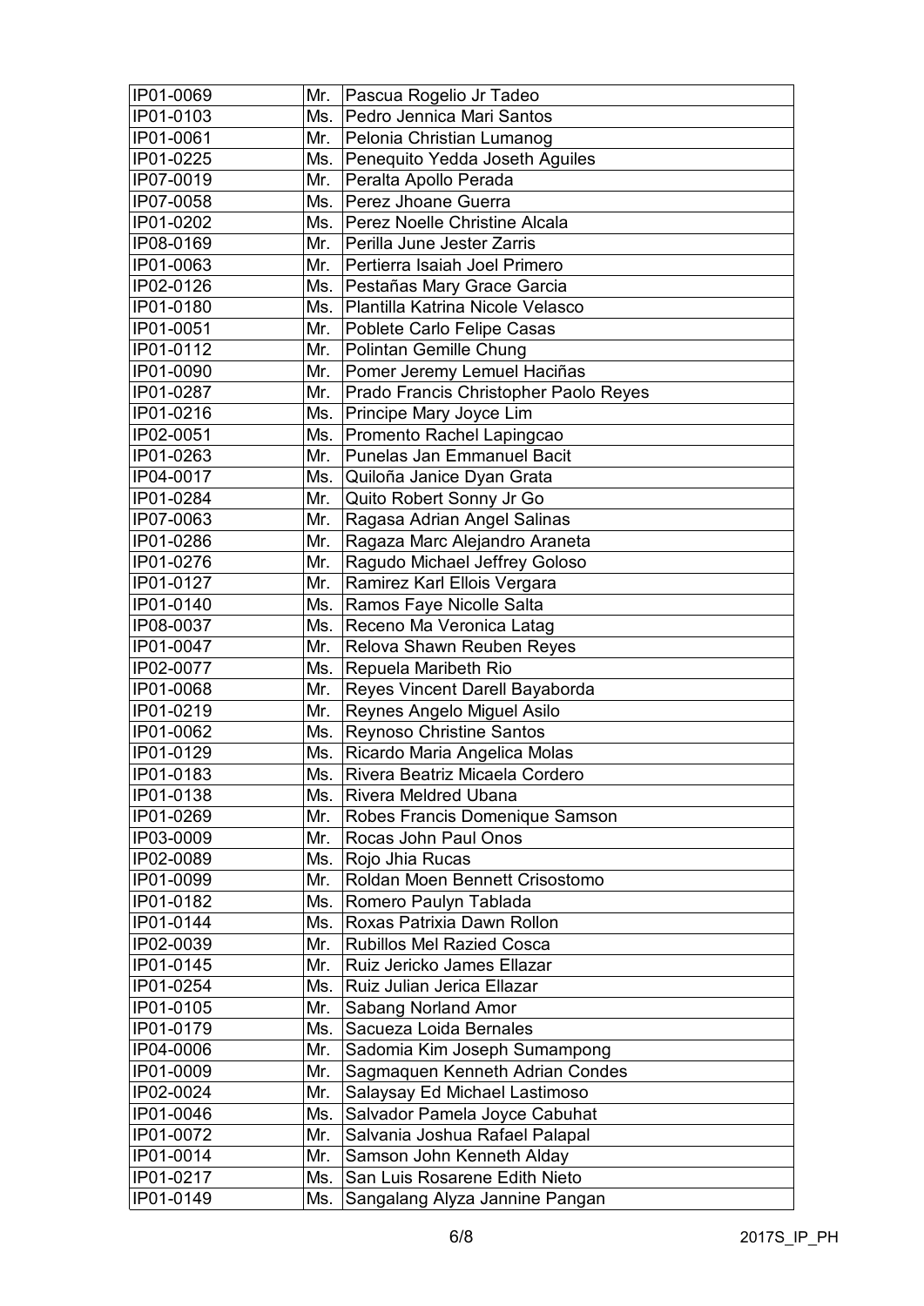| IP01-0069 | Mr. | Pascua Rogelio Jr Tadeo |
|---|---|---|
| IP01-0103 | Ms. | Pedro Jennica Mari Santos |
| IP01-0061 | Mr. | Pelonia Christian Lumanog |
| IP01-0225 | Ms. | Penequito Yedda Joseth Aguiles |
| IP07-0019 | Mr. | Peralta Apollo Perada |
| IP07-0058 | Ms. | Perez Jhoane Guerra |
| IP01-0202 | Ms. | Perez Noelle Christine Alcala |
| IP08-0169 | Mr. | Perilla June Jester Zarris |
| IP01-0063 | Mr. | Pertierra Isaiah Joel Primero |
| IP02-0126 | Ms. | Pestañas Mary Grace Garcia |
| IP01-0180 | Ms. | Plantilla Katrina Nicole Velasco |
| IP01-0051 | Mr. | Poblete Carlo Felipe Casas |
| IP01-0112 | Mr. | Polintan Gemille Chung |
| IP01-0090 | Mr. | Pomer Jeremy Lemuel Haciñas |
| IP01-0287 | Mr. | Prado Francis Christopher Paolo Reyes |
| IP01-0216 | Ms. | Principe Mary Joyce Lim |
| IP02-0051 | Ms. | Promento Rachel Lapingcao |
| IP01-0263 | Mr. | Punelas Jan Emmanuel Bacit |
| IP04-0017 | Ms. | Quiloña Janice Dyan Grata |
| IP01-0284 | Mr. | Quito Robert Sonny Jr Go |
| IP07-0063 | Mr. | Ragasa Adrian Angel Salinas |
| IP01-0286 | Mr. | Ragaza Marc Alejandro Araneta |
| IP01-0276 | Mr. | Ragudo Michael Jeffrey Goloso |
| IP01-0127 | Mr. | Ramirez Karl Ellois Vergara |
| IP01-0140 | Ms. | Ramos Faye Nicolle Salta |
| IP08-0037 | Ms. | Receno Ma Veronica Latag |
| IP01-0047 | Mr. | Relova Shawn Reuben Reyes |
| IP02-0077 | Ms. | Repuela Maribeth Rio |
| IP01-0068 | Mr. | Reyes Vincent Darell Bayaborda |
| IP01-0219 | Mr. | Reynes Angelo Miguel Asilo |
| IP01-0062 | Ms. | Reynoso Christine Santos |
| IP01-0129 | Ms. | Ricardo Maria Angelica Molas |
| IP01-0183 | Ms. | Rivera Beatriz Micaela Cordero |
| IP01-0138 | Ms. | Rivera Meldred Ubana |
| IP01-0269 | Mr. | Robes Francis Domenique Samson |
| IP03-0009 | Mr. | Rocas John Paul Onos |
| IP02-0089 | Ms. | Rojo Jhia Rucas |
| IP01-0099 | Mr. | Roldan Moen Bennett Crisostomo |
| IP01-0182 | Ms. | Romero Paulyn Tablada |
| IP01-0144 | Ms. | Roxas Patrixia Dawn Rollon |
| IP02-0039 | Mr. | Rubillos Mel Razied Cosca |
| IP01-0145 | Mr. | Ruiz Jericko James Ellazar |
| IP01-0254 | Ms. | Ruiz Julian Jerica Ellazar |
| IP01-0105 | Mr. | Sabang Norland Amor |
| IP01-0179 | Ms. | Sacueza Loida Bernales |
| IP04-0006 | Mr. | Sadomia Kim Joseph Sumampong |
| IP01-0009 | Mr. | Sagmaquen Kenneth Adrian Condes |
| IP02-0024 | Mr. | Salaysay Ed Michael Lastimoso |
| IP01-0046 | Ms. | Salvador Pamela Joyce Cabuhat |
| IP01-0072 | Mr. | Salvania Joshua Rafael Palapal |
| IP01-0014 | Mr. | Samson John Kenneth Alday |
| IP01-0217 | Ms. | San Luis Rosarene Edith Nieto |
| IP01-0149 | Ms. | Sangalang Alyza Jannine Pangan |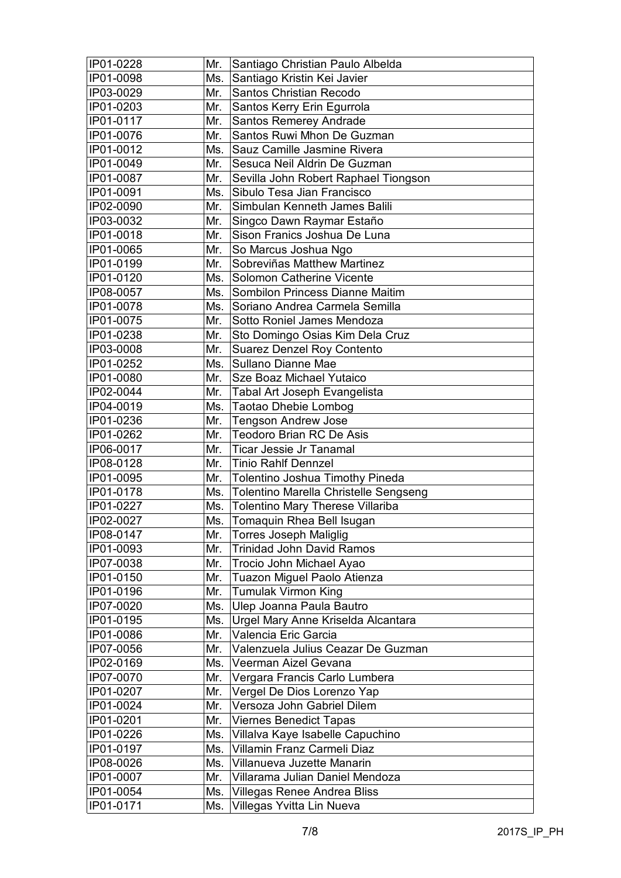| | | |
|---|---|---|
| IP01-0228 | Mr. | Santiago Christian Paulo Albelda |
| IP01-0098 | Ms. | Santiago Kristin Kei Javier |
| IP03-0029 | Mr. | Santos Christian Recodo |
| IP01-0203 | Mr. | Santos Kerry Erin Egurrola |
| IP01-0117 | Mr. | Santos Remerey Andrade |
| IP01-0076 | Mr. | Santos Ruwi Mhon De Guzman |
| IP01-0012 | Ms. | Sauz Camille Jasmine Rivera |
| IP01-0049 | Mr. | Sesuca Neil Aldrin De Guzman |
| IP01-0087 | Mr. | Sevilla John Robert Raphael Tiongson |
| IP01-0091 | Ms. | Sibulo Tesa Jian Francisco |
| IP02-0090 | Mr. | Simbulan Kenneth James Balili |
| IP03-0032 | Mr. | Singco Dawn Raymar Estaño |
| IP01-0018 | Mr. | Sison Franics Joshua De Luna |
| IP01-0065 | Mr. | So Marcus Joshua Ngo |
| IP01-0199 | Mr. | Sobreviñas Matthew Martinez |
| IP01-0120 | Ms. | Solomon Catherine Vicente |
| IP08-0057 | Ms. | Sombilon Princess Dianne Maitim |
| IP01-0078 | Ms. | Soriano Andrea Carmela Semilla |
| IP01-0075 | Mr. | Sotto Roniel James Mendoza |
| IP01-0238 | Mr. | Sto Domingo Osias Kim Dela Cruz |
| IP03-0008 | Mr. | Suarez Denzel Roy Contento |
| IP01-0252 | Ms. | Sullano Dianne Mae |
| IP01-0080 | Mr. | Sze Boaz Michael Yutaico |
| IP02-0044 | Mr. | Tabal Art Joseph Evangelista |
| IP04-0019 | Ms. | Taotao Dhebie Lombog |
| IP01-0236 | Mr. | Tengson Andrew Jose |
| IP01-0262 | Mr. | Teodoro Brian RC De Asis |
| IP06-0017 | Mr. | Ticar Jessie Jr Tanamal |
| IP08-0128 | Mr. | Tinio Rahlf Dennzel |
| IP01-0095 | Mr. | Tolentino Joshua Timothy Pineda |
| IP01-0178 | Ms. | Tolentino Marella Christelle Sengseng |
| IP01-0227 | Ms. | Tolentino Mary Therese Villariba |
| IP02-0027 | Ms. | Tomaquin Rhea Bell Isugan |
| IP08-0147 | Mr. | Torres Joseph Maliglig |
| IP01-0093 | Mr. | Trinidad John David Ramos |
| IP07-0038 | Mr. | Trocio John Michael Ayao |
| IP01-0150 | Mr. | Tuazon Miguel Paolo Atienza |
| IP01-0196 | Mr. | Tumulak Virmon King |
| IP07-0020 | Ms. | Ulep Joanna Paula Bautro |
| IP01-0195 | Ms. | Urgel Mary Anne Kriselda Alcantara |
| IP01-0086 | Mr. | Valencia Eric Garcia |
| IP07-0056 | Mr. | Valenzuela Julius Ceazar De Guzman |
| IP02-0169 | Ms. | Veerman Aizel Gevana |
| IP07-0070 | Mr. | Vergara Francis Carlo Lumbera |
| IP01-0207 | Mr. | Vergel De Dios Lorenzo Yap |
| IP01-0024 | Mr. | Versoza John Gabriel Dilem |
| IP01-0201 | Mr. | Viernes Benedict Tapas |
| IP01-0226 | Ms. | Villalva Kaye Isabelle Capuchino |
| IP01-0197 | Ms. | Villamin Franz Carmeli Diaz |
| IP08-0026 | Ms. | Villanueva Juzette Manarin |
| IP01-0007 | Mr. | Villarama Julian Daniel Mendoza |
| IP01-0054 | Ms. | Villegas Renee Andrea Bliss |
| IP01-0171 | Ms. | Villegas Yvitta Lin Nueva |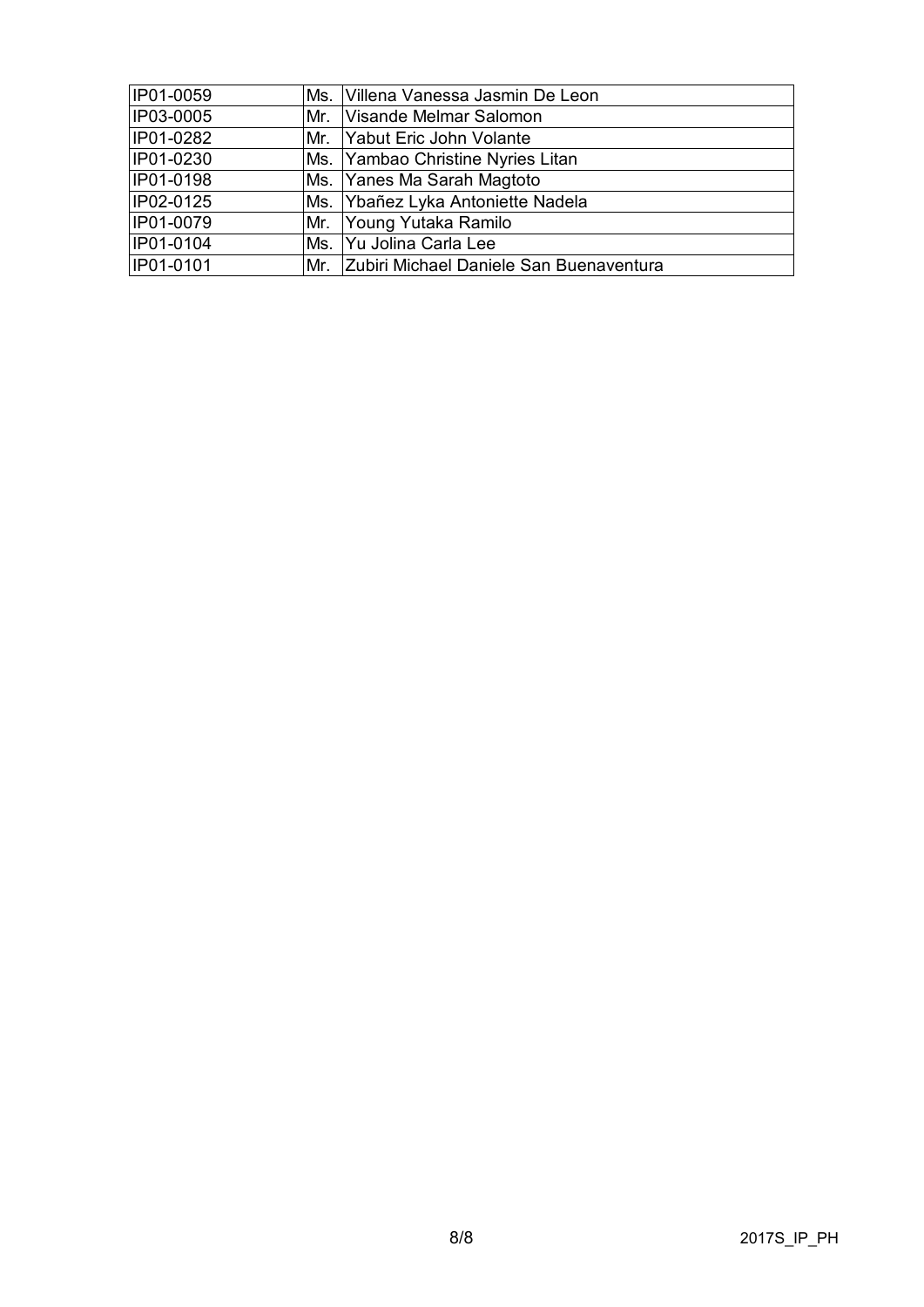| | | |
|---|---|---|
| IP01-0059 | Ms. | Villena Vanessa Jasmin De Leon |
| IP03-0005 | Mr. | Visande Melmar Salomon |
| IP01-0282 | Mr. | Yabut Eric John Volante |
| IP01-0230 | Ms. | Yambao Christine Nyries Litan |
| IP01-0198 | Ms. | Yanes Ma Sarah Magtoto |
| IP02-0125 | Ms. | Ybañez Lyka Antoniette Nadela |
| IP01-0079 | Mr. | Young Yutaka Ramilo |
| IP01-0104 | Ms. | Yu Jolina Carla Lee |
| IP01-0101 | Mr. | Zubiri Michael Daniele San Buenaventura |